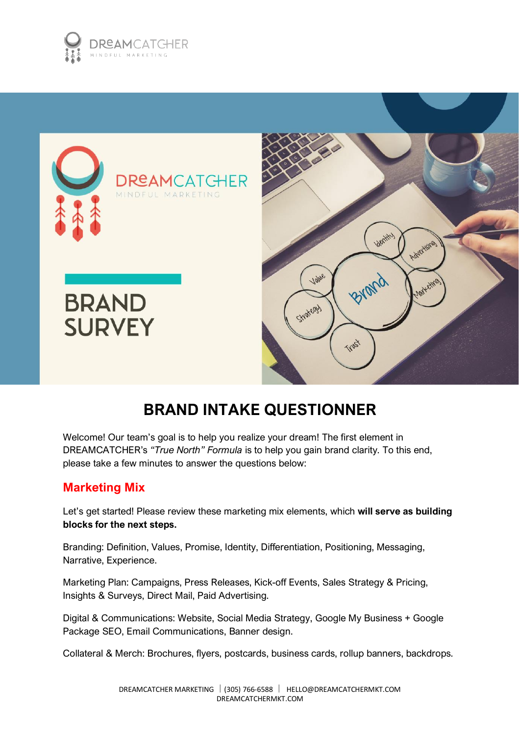# BRAND SURVEY

## BRAND INTAKE QUESTIONNER

Welcome! Our team's goal is to help you realize your dream! The first element in DREAMCATCHER's *"True North" Formula* is to help you gain brand clarity. To this end, please take a few minutes to answer the questions below:

### Marketing Mix

Let's get started! Please review these marketing mix elements, which **will serve as building blocks for the next steps.**

Branding: Definition, Values, Promise, Identity, Differentiation, Positioning, Messaging, Narrative, Experience.

Marketing Plan: Campaigns, Press Releases, Kick-off Events, Sales Strategy & Pricing, Insights & Surveys, Direct Mail, Paid Advertising.

Digital & Communications: Website, Social Media Strategy, Google My Business + Google Package SEO, Email Communications, Banner design.

Collateral & Merch: Brochures, flyers, postcards, business cards, rollup banners, backdrops.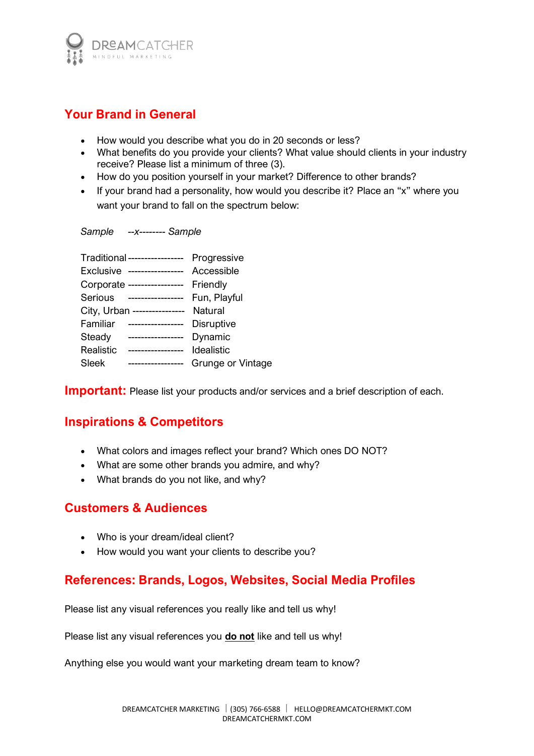## Your Brand in General

- How would you describe what you do in 20 seconds or less?
- What benefits do you provide your clients? What value should clients in your industry receive? Please list a minimum of three (3).
- How do you position yourself in your market? Difference to other brands?
- If your brand had a personality, how would you describe it? Place an "x" where you want your brand to fall on the spectrum below:

*Sample --x-------- Sample*

Traditional ----------------- Progressive
Exclusive ----------------- Accessible
Corporate ----------------- Friendly
Serious ----------------- Fun, Playful
City, Urban ---------------- Natural
Familiar ----------------- Disruptive
Steady ----------------- Dynamic
Realistic ----------------- Idealistic
Sleek ----------------- Grunge or Vintage

**Important:** Please list your products and/or services and a brief description of each.

## Inspirations & Competitors

- What colors and images reflect your brand? Which ones DO NOT?
- What are some other brands you admire, and why?
- What brands do you not like, and why?

## Customers & Audiences

- Who is your dream/ideal client?
- How would you want your clients to describe you?

## References: Brands, Logos, Websites, Social Media Profiles

Please list any visual references you really like and tell us why!

Please list any visual references you **do not** like and tell us why!

Anything else you would want your marketing dream team to know?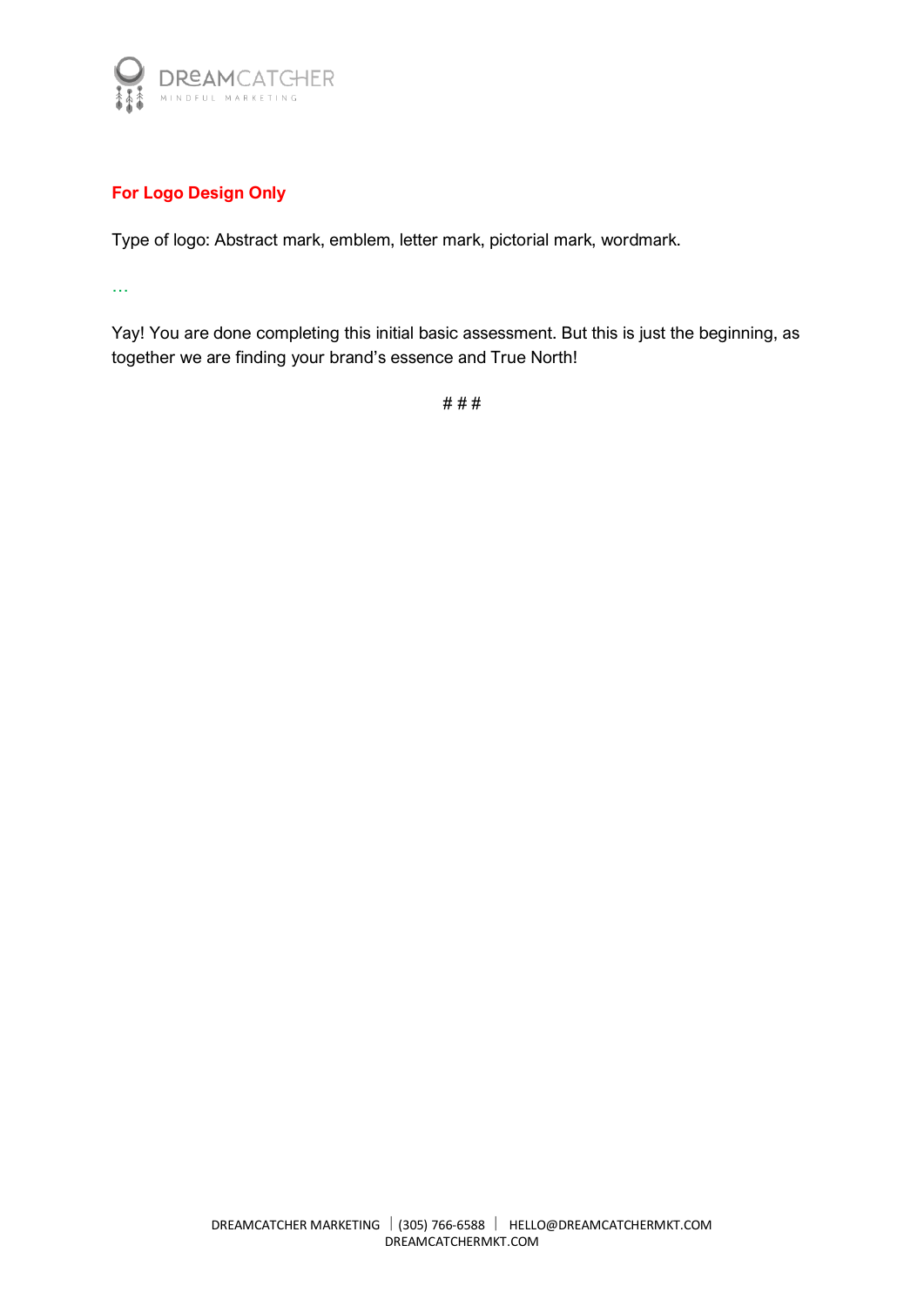**For Logo Design Only**

Type of logo: Abstract mark, emblem, letter mark, pictorial mark, wordmark.

…

Yay! You are done completing this initial basic assessment. But this is just the beginning, as together we are finding your brand's essence and True North!

# # #